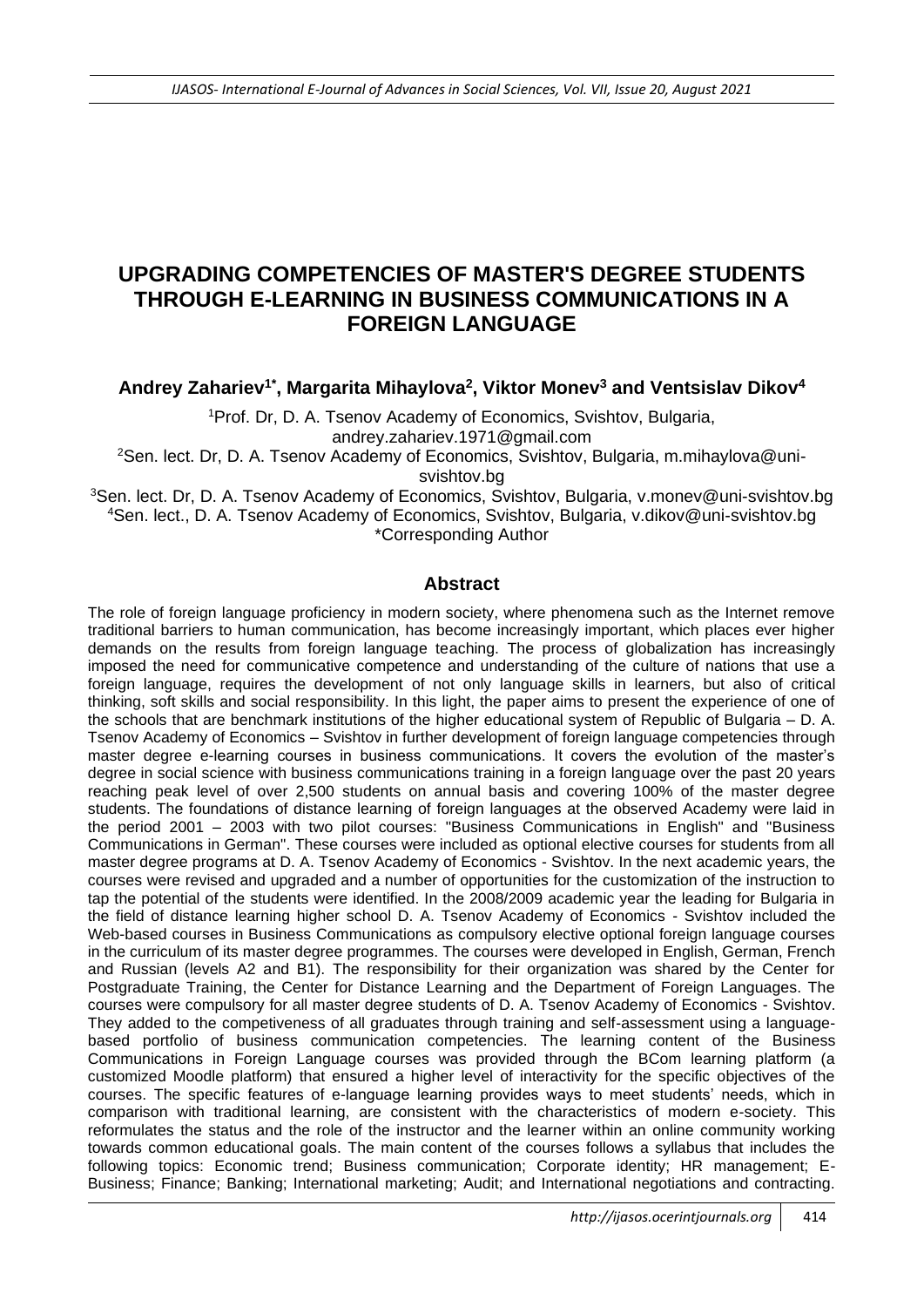# UPGRADING COMPETENCIES OF MASTER'S DEGREE STUDENTS THROUGH E-LEARNING IN BUSINESS COMMUNICATIONS IN A FOREIGN LANGUAGE

**Andrey Zahariev[1*], Margarita Mihaylova[2], Viktor Monev[3] and Ventsislav Dikov[4]**

[1]Prof. Dr, D. A. Tsenov Academy of Economics, Svishtov, Bulgaria, andrey.zahariev.1971@gmail.com

[2]Sen. lect. Dr, D. A. Tsenov Academy of Economics, Svishtov, Bulgaria, m.mihaylova@uni-svishtov.bg

[3]Sen. lect. Dr, D. A. Tsenov Academy of Economics, Svishtov, Bulgaria, v.monev@uni-svishtov.bg

[4]Sen. lect., D. A. Tsenov Academy of Economics, Svishtov, Bulgaria, v.dikov@uni-svishtov.bg

*Corresponding Author

## Abstract

The role of foreign language proficiency in modern society, where phenomena such as the Internet remove traditional barriers to human communication, has become increasingly important, which places ever higher demands on the results from foreign language teaching. The process of globalization has increasingly imposed the need for communicative competence and understanding of the culture of nations that use a foreign language, requires the development of not only language skills in learners, but also of critical thinking, soft skills and social responsibility. In this light, the paper aims to present the experience of one of the schools that are benchmark institutions of the higher educational system of Republic of Bulgaria – D. A. Tsenov Academy of Economics – Svishtov in further development of foreign language competencies through master degree e-learning courses in business communications. It covers the evolution of the master's degree in social science with business communications training in a foreign language over the past 20 years reaching peak level of over 2,500 students on annual basis and covering 100% of the master degree students. The foundations of distance learning of foreign languages at the observed Academy were laid in the period 2001 – 2003 with two pilot courses: "Business Communications in English" and "Business Communications in German". These courses were included as optional elective courses for students from all master degree programs at D. A. Tsenov Academy of Economics - Svishtov. In the next academic years, the courses were revised and upgraded and a number of opportunities for the customization of the instruction to tap the potential of the students were identified. In the 2008/2009 academic year the leading for Bulgaria in the field of distance learning higher school D. A. Tsenov Academy of Economics - Svishtov included the Web-based courses in Business Communications as compulsory elective optional foreign language courses in the curriculum of its master degree programmes. The courses were developed in English, German, French and Russian (levels A2 and B1). The responsibility for their organization was shared by the Center for Postgraduate Training, the Center for Distance Learning and the Department of Foreign Languages. The courses were compulsory for all master degree students of D. A. Tsenov Academy of Economics - Svishtov. They added to the competiveness of all graduates through training and self-assessment using a language-based portfolio of business communication competencies. The learning content of the Business Communications in Foreign Language courses was provided through the BCom learning platform (a customized Moodle platform) that ensured a higher level of interactivity for the specific objectives of the courses. The specific features of e-language learning provides ways to meet students' needs, which in comparison with traditional learning, are consistent with the characteristics of modern e-society. This reformulates the status and the role of the instructor and the learner within an online community working towards common educational goals. The main content of the courses follows a syllabus that includes the following topics: Economic trend; Business communication; Corporate identity; HR management; E-Business; Finance; Banking; International marketing; Audit; and International negotiations and contracting.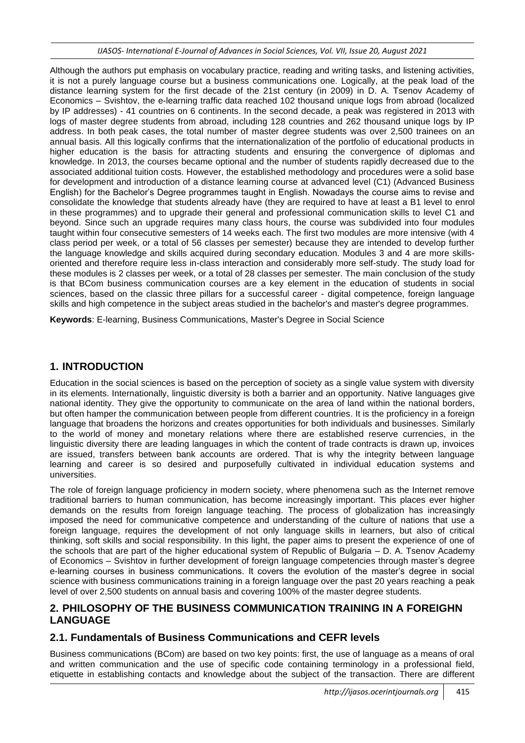Although the authors put emphasis on vocabulary practice, reading and writing tasks, and listening activities, it is not a purely language course but a business communications one. Logically, at the peak load of the distance learning system for the first decade of the 21st century (in 2009) in D. A. Tsenov Academy of Economics – Svishtov, the e-learning traffic data reached 102 thousand unique logs from abroad (localized by IP addresses) - 41 countries on 6 continents. In the second decade, a peak was registered in 2013 with logs of master degree students from abroad, including 128 countries and 262 thousand unique logs by IP address. In both peak cases, the total number of master degree students was over 2,500 trainees on an annual basis. All this logically confirms that the internationalization of the portfolio of educational products in higher education is the basis for attracting students and ensuring the convergence of diplomas and knowledge. In 2013, the courses became optional and the number of students rapidly decreased due to the associated additional tuition costs. However, the established methodology and procedures were a solid base for development and introduction of a distance learning course at advanced level (C1) (Advanced Business English) for the Bachelor's Degree programmes taught in English. Nowadays the course aims to revise and consolidate the knowledge that students already have (they are required to have at least a B1 level to enrol in these programmes) and to upgrade their general and professional communication skills to level C1 and beyond. Since such an upgrade requires many class hours, the course was subdivided into four modules taught within four consecutive semesters of 14 weeks each. The first two modules are more intensive (with 4 class period per week, or a total of 56 classes per semester) because they are intended to develop further the language knowledge and skills acquired during secondary education. Modules 3 and 4 are more skills-oriented and therefore require less in-class interaction and considerably more self-study. The study load for these modules is 2 classes per week, or a total of 28 classes per semester. The main conclusion of the study is that BCom business communication courses are a key element in the education of students in social sciences, based on the classic three pillars for a successful career - digital competence, foreign language skills and high competence in the subject areas studied in the bachelor's and master's degree programmes.

**Keywords**: E-learning, Business Communications, Master's Degree in Social Science

## 1. INTRODUCTION

Education in the social sciences is based on the perception of society as a single value system with diversity in its elements. Internationally, linguistic diversity is both a barrier and an opportunity. Native languages give national identity. They give the opportunity to communicate on the area of land within the national borders, but often hamper the communication between people from different countries. It is the proficiency in a foreign language that broadens the horizons and creates opportunities for both individuals and businesses. Similarly to the world of money and monetary relations where there are established reserve currencies, in the linguistic diversity there are leading languages in which the content of trade contracts is drawn up, invoices are issued, transfers between bank accounts are ordered. That is why the integrity between language learning and career is so desired and purposefully cultivated in individual education systems and universities.

The role of foreign language proficiency in modern society, where phenomena such as the Internet remove traditional barriers to human communication, has become increasingly important. This places ever higher demands on the results from foreign language teaching. The process of globalization has increasingly imposed the need for communicative competence and understanding of the culture of nations that use a foreign language, requires the development of not only language skills in learners, but also of critical thinking, soft skills and social responsibility. In this light, the paper aims to present the experience of one of the schools that are part of the higher educational system of Republic of Bulgaria – D. A. Tsenov Academy of Economics – Svishtov in further development of foreign language competencies through master's degree e-learning courses in business communications. It covers the evolution of the master's degree in social science with business communications training in a foreign language over the past 20 years reaching a peak level of over 2,500 students on annual basis and covering 100% of the master degree students.

## 2. PHILOSOPHY OF THE BUSINESS COMMUNICATION TRAINING IN A FOREIGHN LANGUAGE

### 2.1. Fundamentals of Business Communications and CEFR levels

Business communications (BCom) are based on two key points: first, the use of language as a means of oral and written communication and the use of specific code containing terminology in a professional field, etiquette in establishing contacts and knowledge about the subject of the transaction. There are different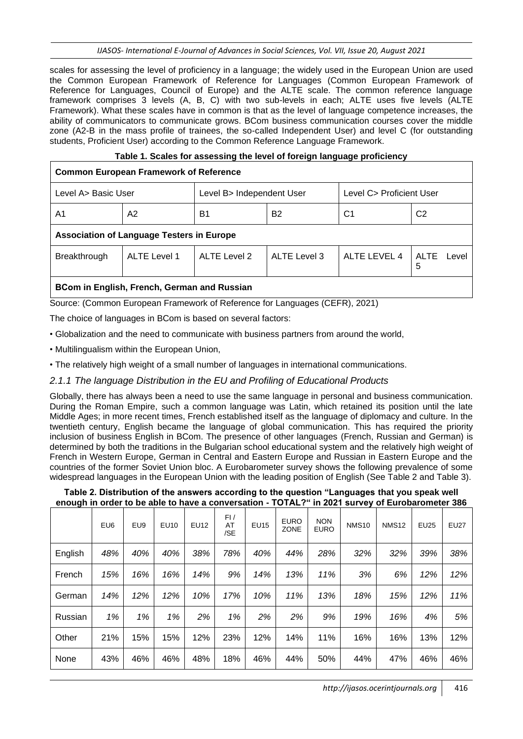scales for assessing the level of proficiency in a language; the widely used in the European Union are used the Common European Framework of Reference for Languages (Common European Framework of Reference for Languages, Council of Europe) and the ALTE scale. The common reference language framework comprises 3 levels (A, B, C) with two sub-levels in each; ALTE uses five levels (ALTE Framework). What these scales have in common is that as the level of language competence increases, the ability of communicators to communicate grows. BCom business communication courses cover the middle zone (A2-B in the mass profile of trainees, the so-called Independent User) and level C (for outstanding students, Proficient User) according to the Common Reference Language Framework.

**Table 1. Scales for assessing the level of foreign language proficiency**

| **Common European Framework of Reference** | | | | | |
|---|---|---|---|---|---|
| Level A> Basic User | | Level B> Independent User | | Level C> Proficient User | |
| A1 | A2 | B1 | B2 | C1 | C2 |
| **Association of Language Testers in Europe** | | | | | |
| Breakthrough | ALTE Level 1 | ALTE Level 2 | ALTE Level 3 | ALTE LEVEL 4 | ALTE Level 5 |
| **BCom in English, French, German and Russian** | | | | | |

Source: (Common European Framework of Reference for Languages (CEFR), 2021)

The choice of languages in BCom is based on several factors:

- Globalization and the need to communicate with business partners from around the world,
- Multilingualism within the European Union,
- The relatively high weight of a small number of languages in international communications.

### *2.1.1 The language Distribution in the EU and Profiling of Educational Products*

Globally, there has always been a need to use the same language in personal and business communication. During the Roman Empire, such a common language was Latin, which retained its position until the late Middle Ages; in more recent times, French established itself as the language of diplomacy and culture. In the twentieth century, English became the language of global communication. This has required the priority inclusion of business English in BCom. The presence of other languages (French, Russian and German) is determined by both the traditions in the Bulgarian school educational system and the relatively high weight of French in Western Europe, German in Central and Eastern Europe and Russian in Eastern Europe and the countries of the former Soviet Union bloc. A Eurobarometer survey shows the following prevalence of some widespread languages in the European Union with the leading position of English (See Table 2 and Table 3).

**Table 2. Distribution of the answers according to the question "Languages that you speak well enough in order to be able to have a conversation - TOTAL?" in 2021 survey of Eurobarometer 386**

| | EU6 | EU9 | EU10 | EU12 | FI / AT /SE | EU15 | EURO ZONE | NON EURO | NMS10 | NMS12 | EU25 | EU27 |
|---|---|---|---|---|---|---|---|---|---|---|---|---|
| English | *48%* | *40%* | *40%* | *38%* | *78%* | *40%* | *44%* | *28%* | *32%* | *32%* | *39%* | *38%* |
| French | *15%* | *16%* | *16%* | *14%* | *9%* | *14%* | *13%* | *11%* | *3%* | *6%* | *12%* | *12%* |
| German | *14%* | *12%* | *12%* | *10%* | *17%* | *10%* | *11%* | *13%* | *18%* | *15%* | *12%* | *11%* |
| Russian | *1%* | *1%* | *1%* | *2%* | *1%* | *2%* | *2%* | *9%* | *19%* | *16%* | *4%* | *5%* |
| Other | 21% | 15% | 15% | 12% | 23% | 12% | 14% | 11% | 16% | 16% | 13% | 12% |
| None | 43% | 46% | 46% | 48% | 18% | 46% | 44% | 50% | 44% | 47% | 46% | 46% |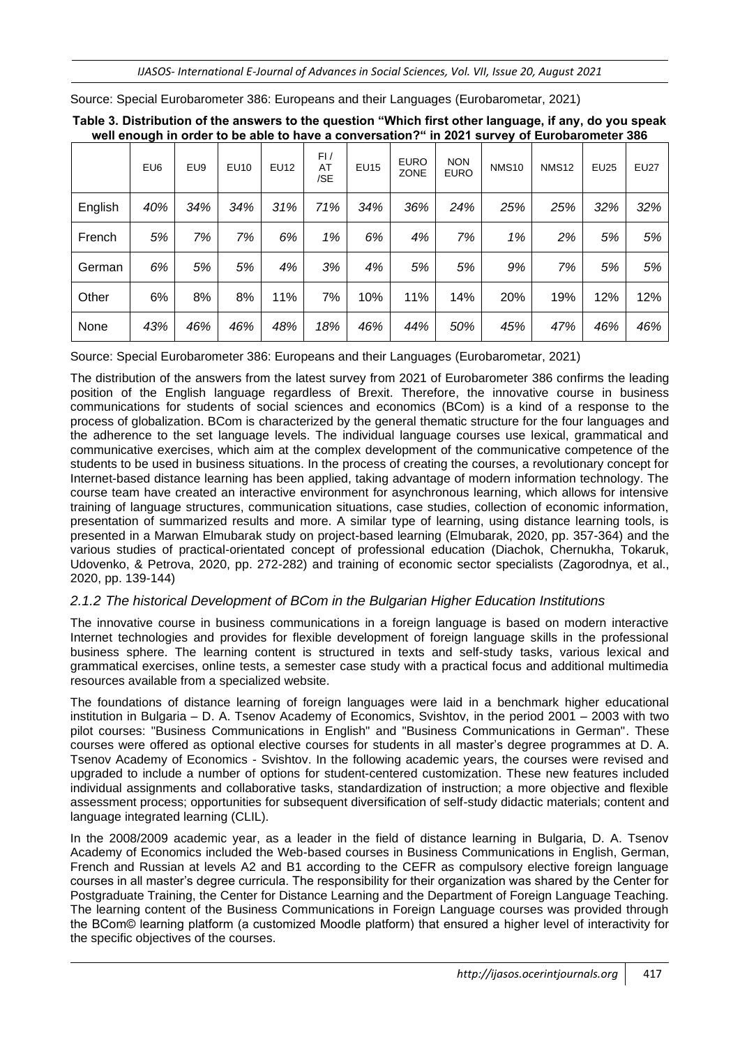Source: Special Eurobarometer 386: Europeans and their Languages (Eurobarometar, 2021)

**Table 3. Distribution of the answers to the question "Which first other language, if any, do you speak well enough in order to be able to have a conversation?" in 2021 survey of Eurobarometer 386**

| | EU6 | EU9 | EU10 | EU12 | FI / AT /SE | EU15 | EURO ZONE | NON EURO | NMS10 | NMS12 | EU25 | EU27 |
|---|---|---|---|---|---|---|---|---|---|---|---|---|
| English | *40%* | *34%* | *34%* | *31%* | *71%* | *34%* | *36%* | *24%* | *25%* | *25%* | *32%* | *32%* |
| French | *5%* | *7%* | *7%* | *6%* | *1%* | *6%* | *4%* | *7%* | *1%* | *2%* | *5%* | *5%* |
| German | *6%* | *5%* | *5%* | *4%* | *3%* | *4%* | *5%* | *5%* | *9%* | *7%* | *5%* | *5%* |
| Other | 6% | 8% | 8% | 11% | 7% | 10% | 11% | 14% | 20% | 19% | 12% | 12% |
| None | *43%* | *46%* | *46%* | *48%* | *18%* | *46%* | *44%* | *50%* | *45%* | *47%* | *46%* | *46%* |

Source: Special Eurobarometer 386: Europeans and their Languages (Eurobarometar, 2021)

The distribution of the answers from the latest survey from 2021 of Eurobarometer 386 confirms the leading position of the English language regardless of Brexit. Therefore, the innovative course in business communications for students of social sciences and economics (BCom) is a kind of a response to the process of globalization. BCom is characterized by the general thematic structure for the four languages and the adherence to the set language levels. The individual language courses use lexical, grammatical and communicative exercises, which aim at the complex development of the communicative competence of the students to be used in business situations. In the process of creating the courses, a revolutionary concept for Internet-based distance learning has been applied, taking advantage of modern information technology. The course team have created an interactive environment for asynchronous learning, which allows for intensive training of language structures, communication situations, case studies, collection of economic information, presentation of summarized results and more. A similar type of learning, using distance learning tools, is presented in a Marwan Elmubarak study on project-based learning (Elmubarak, 2020, pp. 357-364) and the various studies of practical-orientated concept of professional education (Diachok, Chernukha, Tokaruk, Udovenko, & Petrova, 2020, pp. 272-282) and training of economic sector specialists (Zagorodnya, et al., 2020, pp. 139-144)

### *2.1.2 The historical Development of BCom in the Bulgarian Higher Education Institutions*

The innovative course in business communications in a foreign language is based on modern interactive Internet technologies and provides for flexible development of foreign language skills in the professional business sphere. The learning content is structured in texts and self-study tasks, various lexical and grammatical exercises, online tests, a semester case study with a practical focus and additional multimedia resources available from a specialized website.

The foundations of distance learning of foreign languages were laid in a benchmark higher educational institution in Bulgaria – D. A. Tsenov Academy of Economics, Svishtov, in the period 2001 – 2003 with two pilot courses: "Business Communications in English" and "Business Communications in German". These courses were offered as optional elective courses for students in all master's degree programmes at D. A. Tsenov Academy of Economics - Svishtov. In the following academic years, the courses were revised and upgraded to include a number of options for student-centered customization. These new features included individual assignments and collaborative tasks, standardization of instruction; a more objective and flexible assessment process; opportunities for subsequent diversification of self-study didactic materials; content and language integrated learning (CLIL).

In the 2008/2009 academic year, as a leader in the field of distance learning in Bulgaria, D. A. Tsenov Academy of Economics included the Web-based courses in Business Communications in English, German, French and Russian at levels A2 and B1 according to the CEFR as compulsory elective foreign language courses in all master's degree curricula. The responsibility for their organization was shared by the Center for Postgraduate Training, the Center for Distance Learning and the Department of Foreign Language Teaching. The learning content of the Business Communications in Foreign Language courses was provided through the BCom© learning platform (a customized Moodle platform) that ensured a higher level of interactivity for the specific objectives of the courses.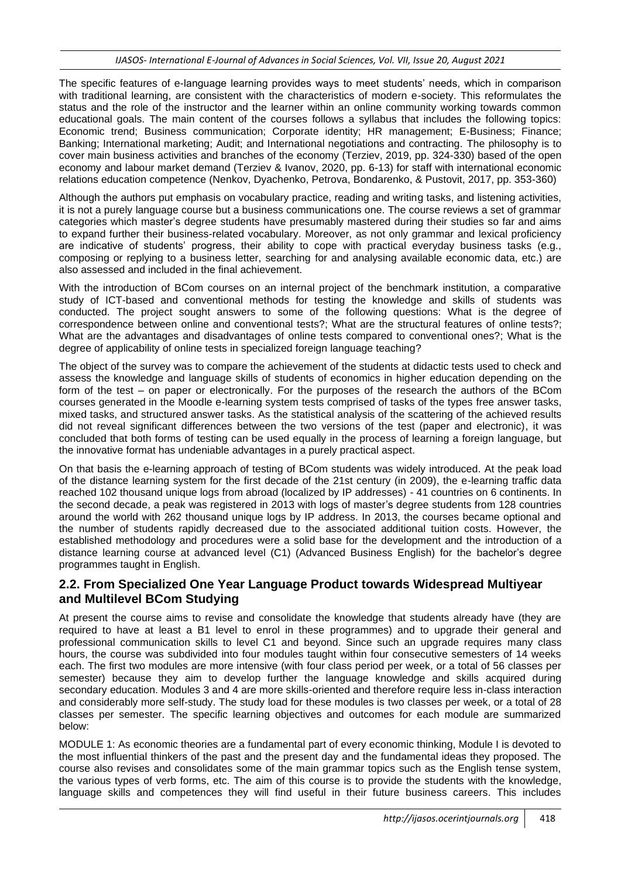The specific features of e-language learning provides ways to meet students' needs, which in comparison with traditional learning, are consistent with the characteristics of modern e-society. This reformulates the status and the role of the instructor and the learner within an online community working towards common educational goals. The main content of the courses follows a syllabus that includes the following topics: Economic trend; Business communication; Corporate identity; HR management; E-Business; Finance; Banking; International marketing; Audit; and International negotiations and contracting. The philosophy is to cover main business activities and branches of the economy (Terziev, 2019, pp. 324-330) based of the open economy and labour market demand (Terziev & Ivanov, 2020, pp. 6-13) for staff with international economic relations education competence (Nenkov, Dyachenko, Petrova, Bondarenko, & Pustovit, 2017, pp. 353-360)

Although the authors put emphasis on vocabulary practice, reading and writing tasks, and listening activities, it is not a purely language course but a business communications one. The course reviews a set of grammar categories which master's degree students have presumably mastered during their studies so far and aims to expand further their business-related vocabulary. Moreover, as not only grammar and lexical proficiency are indicative of students' progress, their ability to cope with practical everyday business tasks (e.g., composing or replying to a business letter, searching for and analysing available economic data, etc.) are also assessed and included in the final achievement.

With the introduction of BCom courses on an internal project of the benchmark institution, a comparative study of ICT-based and conventional methods for testing the knowledge and skills of students was conducted. The project sought answers to some of the following questions: What is the degree of correspondence between online and conventional tests?; What are the structural features of online tests?; What are the advantages and disadvantages of online tests compared to conventional ones?; What is the degree of applicability of online tests in specialized foreign language teaching?

The object of the survey was to compare the achievement of the students at didactic tests used to check and assess the knowledge and language skills of students of economics in higher education depending on the form of the test – on paper or electronically. For the purposes of the research the authors of the BCom courses generated in the Moodle e-learning system tests comprised of tasks of the types free answer tasks, mixed tasks, and structured answer tasks. As the statistical analysis of the scattering of the achieved results did not reveal significant differences between the two versions of the test (paper and electronic), it was concluded that both forms of testing can be used equally in the process of learning a foreign language, but the innovative format has undeniable advantages in a purely practical aspect.

On that basis the e-learning approach of testing of BCom students was widely introduced. At the peak load of the distance learning system for the first decade of the 21st century (in 2009), the e-learning traffic data reached 102 thousand unique logs from abroad (localized by IP addresses) - 41 countries on 6 continents. In the second decade, a peak was registered in 2013 with logs of master's degree students from 128 countries around the world with 262 thousand unique logs by IP address. In 2013, the courses became optional and the number of students rapidly decreased due to the associated additional tuition costs. However, the established methodology and procedures were a solid base for the development and the introduction of a distance learning course at advanced level (C1) (Advanced Business English) for the bachelor's degree programmes taught in English.

## 2.2. From Specialized One Year Language Product towards Widespread Multiyear and Multilevel BCom Studying

At present the course aims to revise and consolidate the knowledge that students already have (they are required to have at least a B1 level to enrol in these programmes) and to upgrade their general and professional communication skills to level C1 and beyond. Since such an upgrade requires many class hours, the course was subdivided into four modules taught within four consecutive semesters of 14 weeks each. The first two modules are more intensive (with four class period per week, or a total of 56 classes per semester) because they aim to develop further the language knowledge and skills acquired during secondary education. Modules 3 and 4 are more skills-oriented and therefore require less in-class interaction and considerably more self-study. The study load for these modules is two classes per week, or a total of 28 classes per semester. The specific learning objectives and outcomes for each module are summarized below:

MODULE 1: As economic theories are a fundamental part of every economic thinking, Module I is devoted to the most influential thinkers of the past and the present day and the fundamental ideas they proposed. The course also revises and consolidates some of the main grammar topics such as the English tense system, the various types of verb forms, etc. The aim of this course is to provide the students with the knowledge, language skills and competences they will find useful in their future business careers. This includes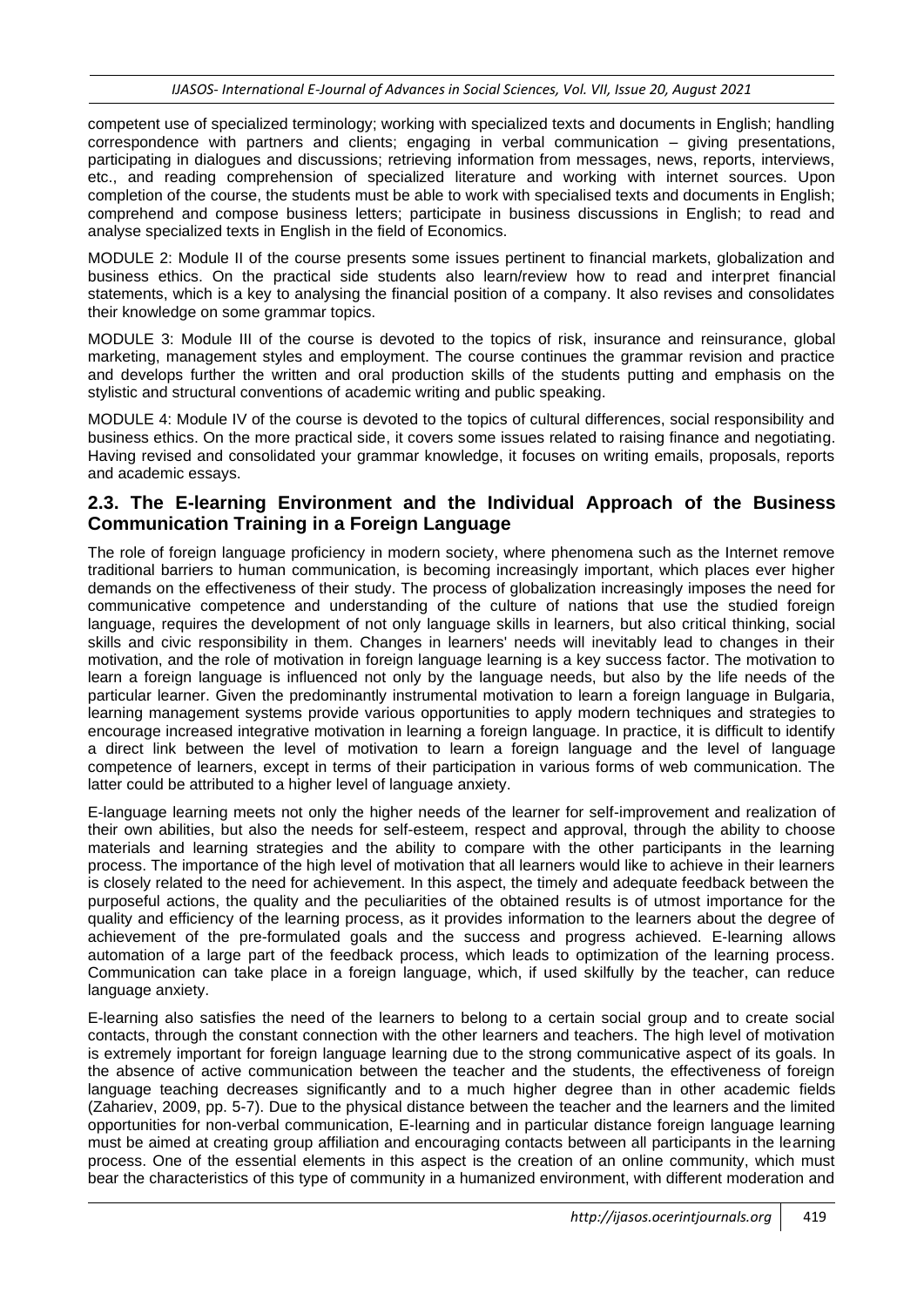competent use of specialized terminology; working with specialized texts and documents in English; handling correspondence with partners and clients; engaging in verbal communication – giving presentations, participating in dialogues and discussions; retrieving information from messages, news, reports, interviews, etc., and reading comprehension of specialized literature and working with internet sources. Upon completion of the course, the students must be able to work with specialised texts and documents in English; comprehend and compose business letters; participate in business discussions in English; to read and analyse specialized texts in English in the field of Economics.

MODULE 2: Module II of the course presents some issues pertinent to financial markets, globalization and business ethics. On the practical side students also learn/review how to read and interpret financial statements, which is a key to analysing the financial position of a company. It also revises and consolidates their knowledge on some grammar topics.

MODULE 3: Module III of the course is devoted to the topics of risk, insurance and reinsurance, global marketing, management styles and employment. The course continues the grammar revision and practice and develops further the written and oral production skills of the students putting and emphasis on the stylistic and structural conventions of academic writing and public speaking.

MODULE 4: Module IV of the course is devoted to the topics of cultural differences, social responsibility and business ethics. On the more practical side, it covers some issues related to raising finance and negotiating. Having revised and consolidated your grammar knowledge, it focuses on writing emails, proposals, reports and academic essays.

## 2.3. The E-learning Environment and the Individual Approach of the Business Communication Training in a Foreign Language

The role of foreign language proficiency in modern society, where phenomena such as the Internet remove traditional barriers to human communication, is becoming increasingly important, which places ever higher demands on the effectiveness of their study. The process of globalization increasingly imposes the need for communicative competence and understanding of the culture of nations that use the studied foreign language, requires the development of not only language skills in learners, but also critical thinking, social skills and civic responsibility in them. Changes in learners' needs will inevitably lead to changes in their motivation, and the role of motivation in foreign language learning is a key success factor. The motivation to learn a foreign language is influenced not only by the language needs, but also by the life needs of the particular learner. Given the predominantly instrumental motivation to learn a foreign language in Bulgaria, learning management systems provide various opportunities to apply modern techniques and strategies to encourage increased integrative motivation in learning a foreign language. In practice, it is difficult to identify a direct link between the level of motivation to learn a foreign language and the level of language competence of learners, except in terms of their participation in various forms of web communication. The latter could be attributed to a higher level of language anxiety.

E-language learning meets not only the higher needs of the learner for self-improvement and realization of their own abilities, but also the needs for self-esteem, respect and approval, through the ability to choose materials and learning strategies and the ability to compare with the other participants in the learning process. The importance of the high level of motivation that all learners would like to achieve in their learners is closely related to the need for achievement. In this aspect, the timely and adequate feedback between the purposeful actions, the quality and the peculiarities of the obtained results is of utmost importance for the quality and efficiency of the learning process, as it provides information to the learners about the degree of achievement of the pre-formulated goals and the success and progress achieved. E-learning allows automation of a large part of the feedback process, which leads to optimization of the learning process. Communication can take place in a foreign language, which, if used skilfully by the teacher, can reduce language anxiety.

E-learning also satisfies the need of the learners to belong to a certain social group and to create social contacts, through the constant connection with the other learners and teachers. The high level of motivation is extremely important for foreign language learning due to the strong communicative aspect of its goals. In the absence of active communication between the teacher and the students, the effectiveness of foreign language teaching decreases significantly and to a much higher degree than in other academic fields (Zahariev, 2009, pp. 5-7). Due to the physical distance between the teacher and the learners and the limited opportunities for non-verbal communication, E-learning and in particular distance foreign language learning must be aimed at creating group affiliation and encouraging contacts between all participants in the learning process. One of the essential elements in this aspect is the creation of an online community, which must bear the characteristics of this type of community in a humanized environment, with different moderation and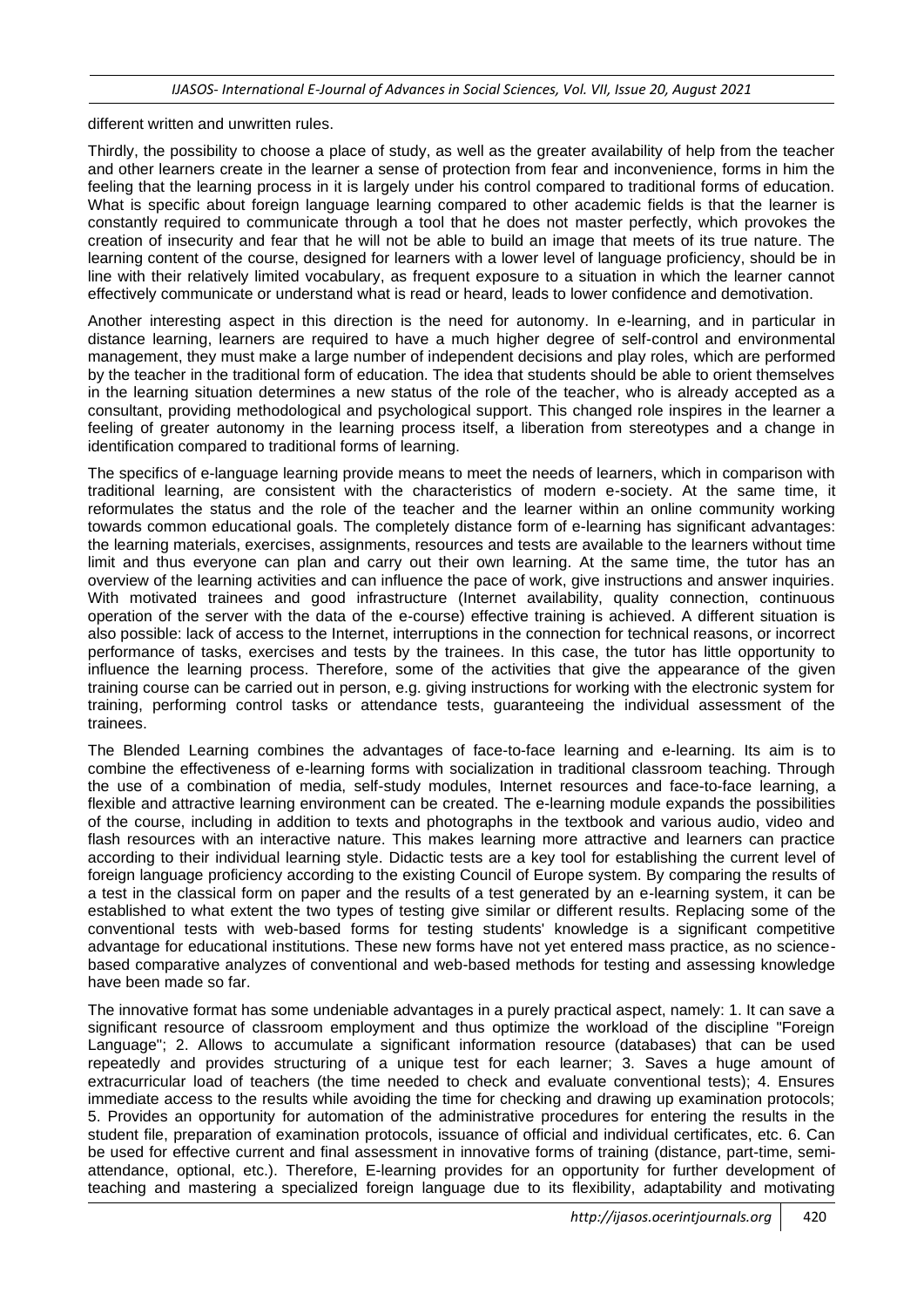different written and unwritten rules.

Thirdly, the possibility to choose a place of study, as well as the greater availability of help from the teacher and other learners create in the learner a sense of protection from fear and inconvenience, forms in him the feeling that the learning process in it is largely under his control compared to traditional forms of education. What is specific about foreign language learning compared to other academic fields is that the learner is constantly required to communicate through a tool that he does not master perfectly, which provokes the creation of insecurity and fear that he will not be able to build an image that meets of its true nature. The learning content of the course, designed for learners with a lower level of language proficiency, should be in line with their relatively limited vocabulary, as frequent exposure to a situation in which the learner cannot effectively communicate or understand what is read or heard, leads to lower confidence and demotivation.

Another interesting aspect in this direction is the need for autonomy. In e-learning, and in particular in distance learning, learners are required to have a much higher degree of self-control and environmental management, they must make a large number of independent decisions and play roles, which are performed by the teacher in the traditional form of education. The idea that students should be able to orient themselves in the learning situation determines a new status of the role of the teacher, who is already accepted as a consultant, providing methodological and psychological support. This changed role inspires in the learner a feeling of greater autonomy in the learning process itself, a liberation from stereotypes and a change in identification compared to traditional forms of learning.

The specifics of e-language learning provide means to meet the needs of learners, which in comparison with traditional learning, are consistent with the characteristics of modern e-society. At the same time, it reformulates the status and the role of the teacher and the learner within an online community working towards common educational goals. The completely distance form of e-learning has significant advantages: the learning materials, exercises, assignments, resources and tests are available to the learners without time limit and thus everyone can plan and carry out their own learning. At the same time, the tutor has an overview of the learning activities and can influence the pace of work, give instructions and answer inquiries. With motivated trainees and good infrastructure (Internet availability, quality connection, continuous operation of the server with the data of the e-course) effective training is achieved. A different situation is also possible: lack of access to the Internet, interruptions in the connection for technical reasons, or incorrect performance of tasks, exercises and tests by the trainees. In this case, the tutor has little opportunity to influence the learning process. Therefore, some of the activities that give the appearance of the given training course can be carried out in person, e.g. giving instructions for working with the electronic system for training, performing control tasks or attendance tests, guaranteeing the individual assessment of the trainees.

The Blended Learning combines the advantages of face-to-face learning and e-learning. Its aim is to combine the effectiveness of e-learning forms with socialization in traditional classroom teaching. Through the use of a combination of media, self-study modules, Internet resources and face-to-face learning, a flexible and attractive learning environment can be created. The e-learning module expands the possibilities of the course, including in addition to texts and photographs in the textbook and various audio, video and flash resources with an interactive nature. This makes learning more attractive and learners can practice according to their individual learning style. Didactic tests are a key tool for establishing the current level of foreign language proficiency according to the existing Council of Europe system. By comparing the results of a test in the classical form on paper and the results of a test generated by an e-learning system, it can be established to what extent the two types of testing give similar or different results. Replacing some of the conventional tests with web-based forms for testing students' knowledge is a significant competitive advantage for educational institutions. These new forms have not yet entered mass practice, as no science-based comparative analyzes of conventional and web-based methods for testing and assessing knowledge have been made so far.

The innovative format has some undeniable advantages in a purely practical aspect, namely: 1. It can save a significant resource of classroom employment and thus optimize the workload of the discipline "Foreign Language"; 2. Allows to accumulate a significant information resource (databases) that can be used repeatedly and provides structuring of a unique test for each learner; 3. Saves a huge amount of extracurricular load of teachers (the time needed to check and evaluate conventional tests); 4. Ensures immediate access to the results while avoiding the time for checking and drawing up examination protocols; 5. Provides an opportunity for automation of the administrative procedures for entering the results in the student file, preparation of examination protocols, issuance of official and individual certificates, etc. 6. Can be used for effective current and final assessment in innovative forms of training (distance, part-time, semi-attendance, optional, etc.). Therefore, E-learning provides for an opportunity for further development of teaching and mastering a specialized foreign language due to its flexibility, adaptability and motivating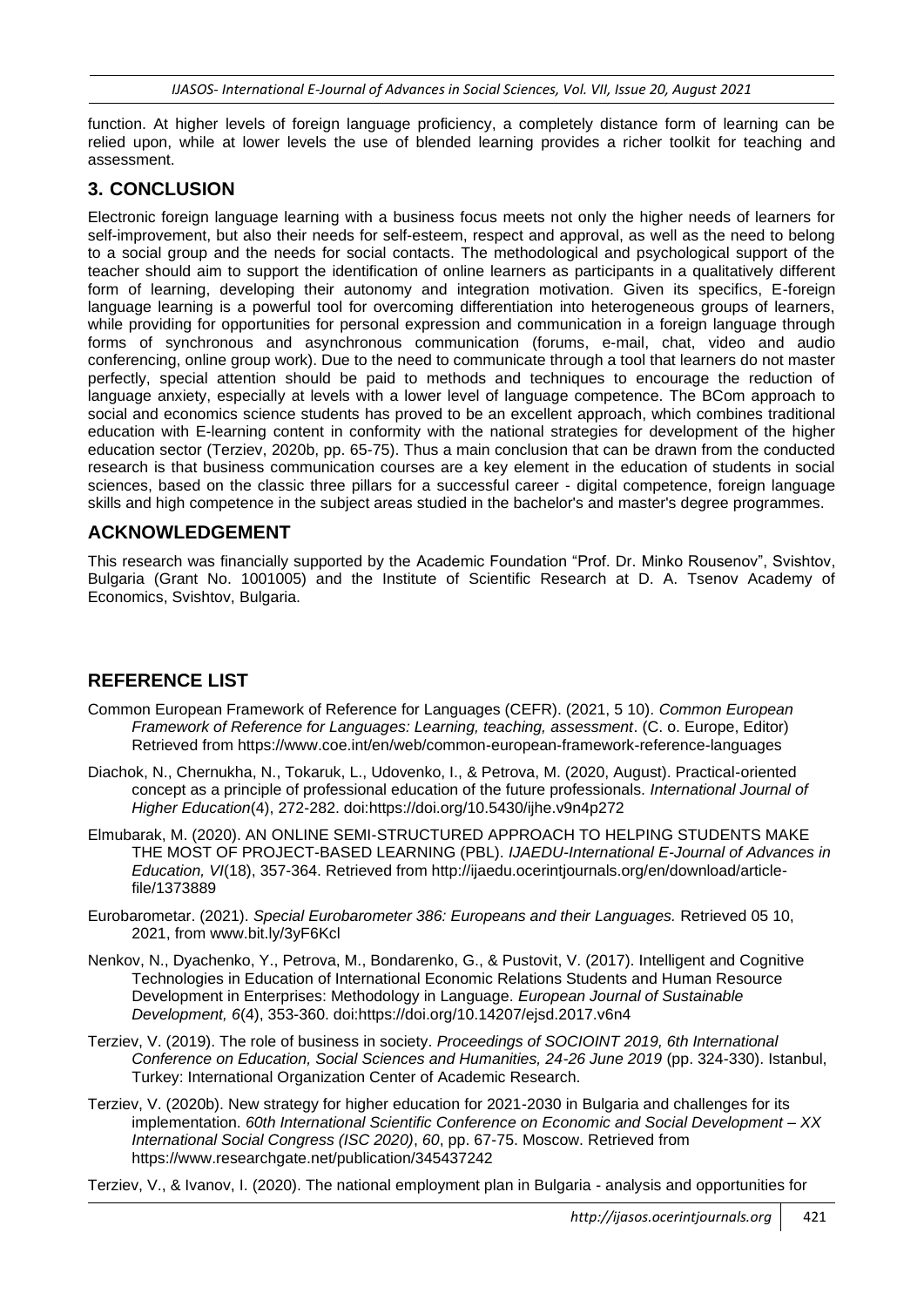function. At higher levels of foreign language proficiency, a completely distance form of learning can be relied upon, while at lower levels the use of blended learning provides a richer toolkit for teaching and assessment.

## 3. CONCLUSION

Electronic foreign language learning with a business focus meets not only the higher needs of learners for self-improvement, but also their needs for self-esteem, respect and approval, as well as the need to belong to a social group and the needs for social contacts. The methodological and psychological support of the teacher should aim to support the identification of online learners as participants in a qualitatively different form of learning, developing their autonomy and integration motivation. Given its specifics, E-foreign language learning is a powerful tool for overcoming differentiation into heterogeneous groups of learners, while providing for opportunities for personal expression and communication in a foreign language through forms of synchronous and asynchronous communication (forums, e-mail, chat, video and audio conferencing, online group work). Due to the need to communicate through a tool that learners do not master perfectly, special attention should be paid to methods and techniques to encourage the reduction of language anxiety, especially at levels with a lower level of language competence. The BCom approach to social and economics science students has proved to be an excellent approach, which combines traditional education with E-learning content in conformity with the national strategies for development of the higher education sector (Terziev, 2020b, pp. 65-75). Thus a main conclusion that can be drawn from the conducted research is that business communication courses are a key element in the education of students in social sciences, based on the classic three pillars for a successful career - digital competence, foreign language skills and high competence in the subject areas studied in the bachelor's and master's degree programmes.

## ACKNOWLEDGEMENT

This research was financially supported by the Academic Foundation "Prof. Dr. Minko Rousenov", Svishtov, Bulgaria (Grant No. 1001005) and the Institute of Scientific Research at D. A. Tsenov Academy of Economics, Svishtov, Bulgaria.

## REFERENCE LIST

Common European Framework of Reference for Languages (CEFR). (2021, 5 10). *Common European Framework of Reference for Languages: Learning, teaching, assessment*. (C. o. Europe, Editor) Retrieved from https://www.coe.int/en/web/common-european-framework-reference-languages

Diachok, N., Chernukha, N., Tokaruk, L., Udovenko, I., & Petrova, M. (2020, August). Practical-oriented concept as a principle of professional education of the future professionals. *International Journal of Higher Education*(4), 272-282. doi:https://doi.org/10.5430/ijhe.v9n4p272

Elmubarak, M. (2020). AN ONLINE SEMI-STRUCTURED APPROACH TO HELPING STUDENTS MAKE THE MOST OF PROJECT-BASED LEARNING (PBL). *IJAEDU-International E-Journal of Advances in Education, VI*(18), 357-364. Retrieved from http://ijaedu.ocerintjournals.org/en/download/article-file/1373889

Eurobarometar. (2021). *Special Eurobarometer 386: Europeans and their Languages.* Retrieved 05 10, 2021, from www.bit.ly/3yF6Kcl

Nenkov, N., Dyachenko, Y., Petrova, M., Bondarenko, G., & Pustovit, V. (2017). Intelligent and Cognitive Technologies in Education of International Economic Relations Students and Human Resource Development in Enterprises: Methodology in Language. *European Journal of Sustainable Development, 6*(4), 353-360. doi:https://doi.org/10.14207/ejsd.2017.v6n4

Terziev, V. (2019). The role of business in society. *Proceedings of SOCIOINT 2019, 6th International Conference on Education, Social Sciences and Humanities, 24-26 June 2019* (pp. 324-330). Istanbul, Turkey: International Organization Center of Academic Research.

Terziev, V. (2020b). New strategy for higher education for 2021-2030 in Bulgaria and challenges for its implementation. *60th International Scientific Conference on Economic and Social Development – XX International Social Congress (ISC 2020)*, *60*, pp. 67-75. Moscow. Retrieved from https://www.researchgate.net/publication/345437242

Terziev, V., & Ivanov, I. (2020). The national employment plan in Bulgaria - analysis and opportunities for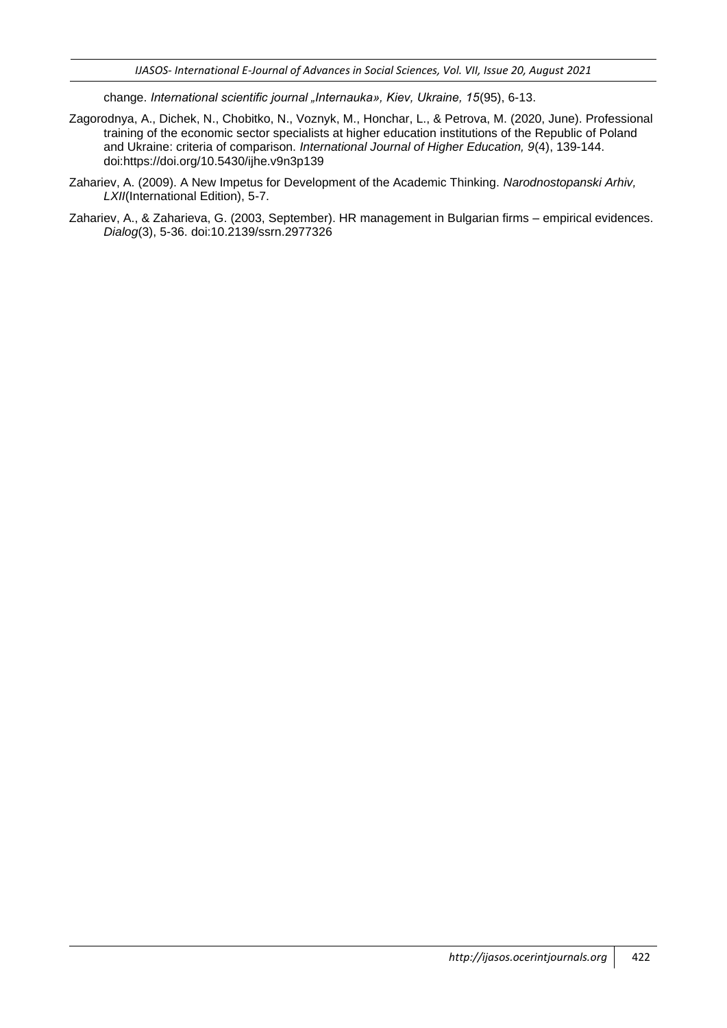change. *International scientific journal „Internauka», Kiev, Ukraine, 15*(95), 6-13.

Zagorodnya, A., Dichek, N., Chobitko, N., Voznyk, M., Honchar, L., & Petrova, M. (2020, June). Professional training of the economic sector specialists at higher education institutions of the Republic of Poland and Ukraine: criteria of comparison. *International Journal of Higher Education, 9*(4), 139-144. doi:https://doi.org/10.5430/ijhe.v9n3p139

Zahariev, A. (2009). A New Impetus for Development of the Academic Thinking. *Narodnostopanski Arhiv, LXII*(International Edition), 5-7.

Zahariev, A., & Zaharieva, G. (2003, September). HR management in Bulgarian firms – empirical evidences. *Dialog*(3), 5-36. doi:10.2139/ssrn.2977326